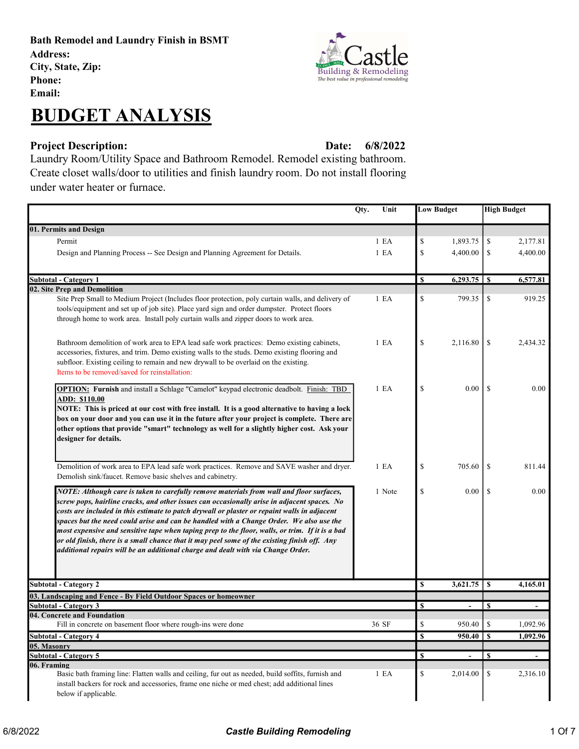**Bath Remodel and Laundry Finish in BSMT**
**Address:**
**City, State, Zip:**
**Phone:**
**Email:**

# BUDGET ANALYSIS

**Project Description:** **Date: 6/8/2022**

Laundry Room/Utility Space and Bathroom Remodel. Remodel existing bathroom. Create closet walls/door to utilities and finish laundry room. Do not install flooring under water heater or furnace.

| | Qty. | Unit | Low Budget | High Budget |
|---|---|---|---|---|
| **01. Permits and Design** | | | | |
| Permit | 1 | EA | $ 1,893.75 | $ 2,177.81 |
| Design and Planning Process -- See Design and Planning Agreement for Details. | 1 | EA | $ 4,400.00 | $ 4,400.00 |
| **Subtotal - Category 1** | | | **$ 6,293.75** | **$ 6,577.81** |
| **02. Site Prep and Demolition** | | | | |
| Site Prep Small to Medium Project (Includes floor protection, poly curtain walls, and delivery of tools/equipment and set up of job site). Place yard sign and order dumpster. Protect floors through home to work area. Install poly curtain walls and zipper doors to work area. | 1 | EA | $ 799.35 | $ 919.25 |
| Bathroom demolition of work area to EPA lead safe work practices: Demo existing cabinets, accessories, fixtures, and trim. Demo existing walls to the studs. Demo existing flooring and subfloor. Existing ceiling to remain and new drywall to be overlaid on the existing. Items to be removed/saved for reinstallation: | 1 | EA | $ 2,116.80 | $ 2,434.32 |
| **OPTION:** **Furnish** and install a Schlage "Camelot" keypad electronic deadbolt. Finish: TBD **ADD: $110.00** **NOTE: This is priced at our cost with free install. It is a good alternative to having a lock box on your door and you can use it in the future after your project is complete. There are other options that provide "smart" technology as well for a slightly higher cost. Ask your designer for details.** | 1 | EA | $ 0.00 | $ 0.00 |
| Demolition of work area to EPA lead safe work practices. Remove and SAVE washer and dryer. Demolish sink/faucet. Remove basic shelves and cabinetry. | 1 | EA | $ 705.60 | $ 811.44 |
| ***NOTE: Although care is taken to carefully remove materials from wall and floor surfaces, screw pops, hairline cracks, and other issues can occasionally arise in adjacent spaces. No costs are included in this estimate to patch drywall or plaster or repaint walls in adjacent spaces but the need could arise and can be handled with a Change Order. We also use the most expensive and sensitive tape when taping prep to the floor, walls, or trim. If it is a bad or old finish, there is a small chance that it may peel some of the existing finish off. Any additional repairs will be an additional charge and dealt with via Change Order.*** | 1 | Note | $ 0.00 | $ 0.00 |
| **Subtotal - Category 2** | | | **$ 3,621.75** | **$ 4,165.01** |
| **03. Landscaping and Fence - By Field Outdoor Spaces or homeowner** | | | | |
| **Subtotal - Category 3** | | | **$ -** | **$ -** |
| **04. Concrete and Foundation** | | | | |
| Fill in concrete on basement floor where rough-ins were done | 36 | SF | $ 950.40 | $ 1,092.96 |
| **Subtotal - Category 4** | | | **$ 950.40** | **$ 1,092.96** |
| **05. Masonry** | | | | |
| **Subtotal - Category 5** | | | **$ -** | **$ -** |
| **06. Framing** | | | | |
| Basic bath framing line: Flatten walls and ceiling, fur out as needed, build soffits, furnish and install backers for rock and accessories, frame one niche or med chest; add additional lines below if applicable. | 1 | EA | $ 2,014.00 | $ 2,316.10 |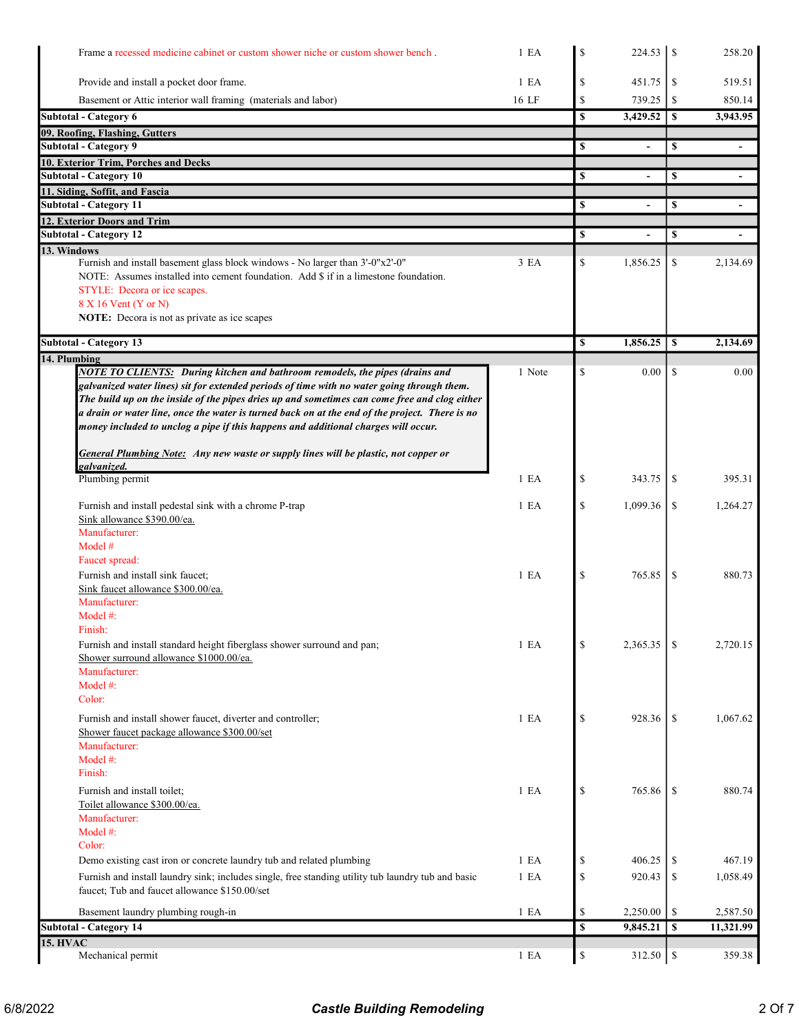| Description | Qty | Cost | Price |
|---|---|---|---|
| Frame a recessed medicine cabinet or custom shower niche or custom shower bench . | 1 EA | $ 224.53 | $ 258.20 |
| Provide and install a pocket door frame. | 1 EA | $ 451.75 | $ 519.51 |
| Basement or Attic interior wall framing (materials and labor) | 16 LF | $ 739.25 | $ 850.14 |
| **Subtotal - Category 6** | | **$ 3,429.52** | **$ 3,943.95** |
| **09. Roofing, Flashing, Gutters** | | | |
| **Subtotal - Category 9** | | **$ -** | **$ -** |
| **10. Exterior Trim, Porches and Decks** | | | |
| **Subtotal - Category 10** | | **$ -** | **$ -** |
| **11. Siding, Soffit, and Fascia** | | | |
| **Subtotal - Category 11** | | **$ -** | **$ -** |
| **12. Exterior Doors and Trim** | | | |
| **Subtotal - Category 12** | | **$ -** | **$ -** |
| **13. Windows** | | | |
| Furnish and install basement glass block windows - No larger than 3'-0"x2'-0"<br>NOTE: Assumes installed into cement foundation. Add $ if in a limestone foundation.<br>STYLE: Decora or ice scapes.<br>8 X 16 Vent (Y or N)<br>**NOTE:** Decora is not as private as ice scapes | 3 EA | $ 1,856.25 | $ 2,134.69 |
| **Subtotal - Category 13** | | **$ 1,856.25** | **$ 2,134.69** |
| **14. Plumbing** | | | |
| ***NOTE TO CLIENTS:*** ***During kitchen and bathroom remodels, the pipes (drains and galvanized water lines) sit for extended periods of time with no water going through them. The build up on the inside of the pipes dries up and sometimes can come free and clog either a drain or water line, once the water is turned back on at the end of the project. There is no money included to unclog a pipe if this happens and additional charges will occur.***<br><br>***General Plumbing Note:*** ***Any new waste or supply lines will be plastic, not copper or galvanized.*** | 1 Note | $ 0.00 | $ 0.00 |
| Plumbing permit | 1 EA | $ 343.75 | $ 395.31 |
| Furnish and install pedestal sink with a chrome P-trap<br>Sink allowance $390.00/ea.<br>Manufacturer:<br>Model #<br>Faucet spread: | 1 EA | $ 1,099.36 | $ 1,264.27 |
| Furnish and install sink faucet;<br>Sink faucet allowance $300.00/ea.<br>Manufacturer:<br>Model #:<br>Finish: | 1 EA | $ 765.85 | $ 880.73 |
| Furnish and install standard height fiberglass shower surround and pan;<br>Shower surround allowance $1000.00/ea.<br>Manufacturer:<br>Model #:<br>Color: | 1 EA | $ 2,365.35 | $ 2,720.15 |
| Furnish and install shower faucet, diverter and controller;<br>Shower faucet package allowance $300.00/set<br>Manufacturer:<br>Model #:<br>Finish: | 1 EA | $ 928.36 | $ 1,067.62 |
| Furnish and install toilet;<br>Toilet allowance $300.00/ea.<br>Manufacturer:<br>Model #:<br>Color: | 1 EA | $ 765.86 | $ 880.74 |
| Demo existing cast iron or concrete laundry tub and related plumbing | 1 EA | $ 406.25 | $ 467.19 |
| Furnish and install laundry sink; includes single, free standing utility tub laundry tub and basic faucet; Tub and faucet allowance $150.00/set | 1 EA | $ 920.43 | $ 1,058.49 |
| Basement laundry plumbing rough-in | 1 EA | $ 2,250.00 | $ 2,587.50 |
| **Subtotal - Category 14** | | **$ 9,845.21** | **$ 11,321.99** |
| **15. HVAC** | | | |
| Mechanical permit | 1 EA | $ 312.50 | $ 359.38 |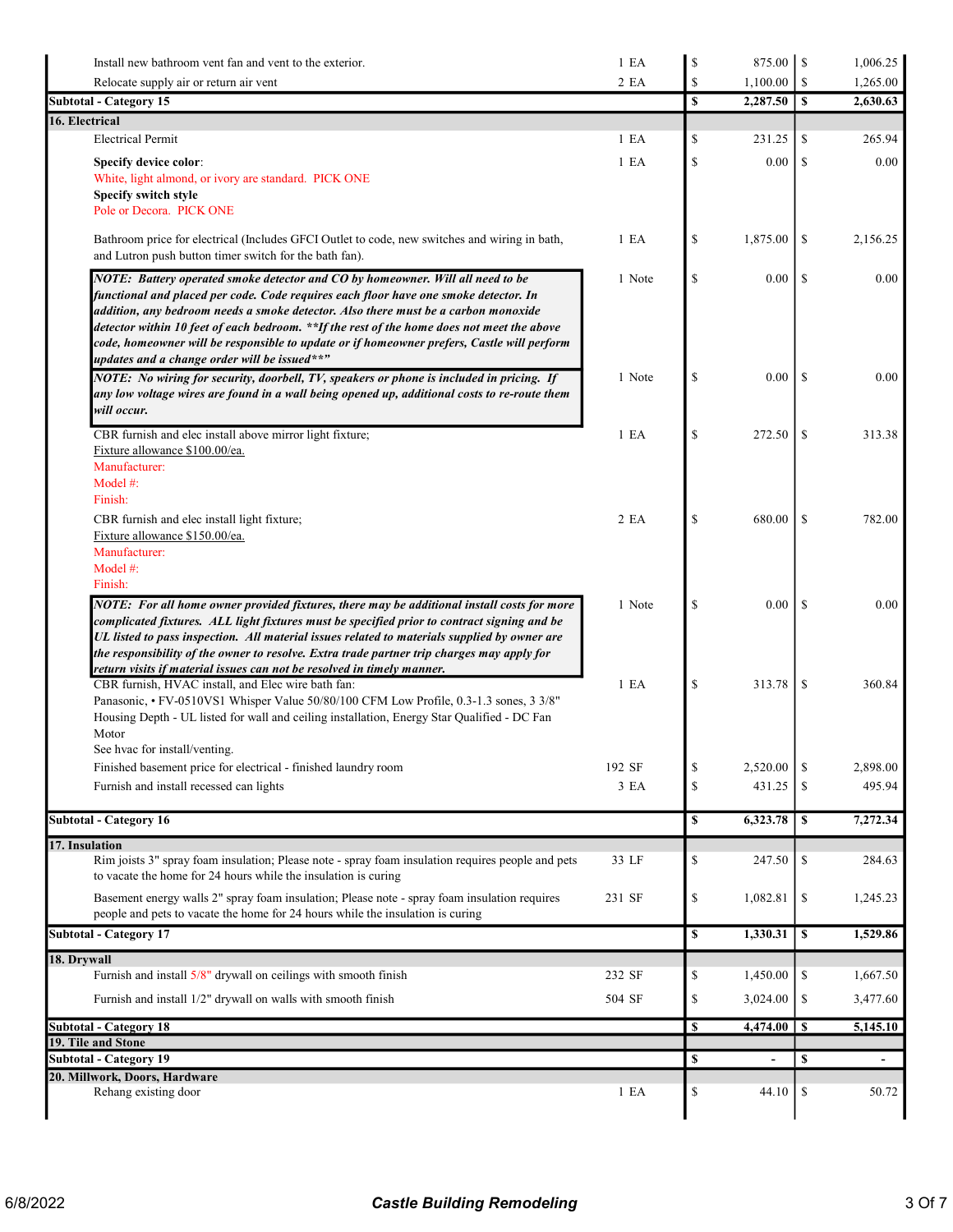| Description | Qty | | Cost | | Price |
|---|---|---|---|---|---|
| Install new bathroom vent fan and vent to the exterior. | 1 EA | $ | 875.00 | $ | 1,006.25 |
| Relocate supply air or return air vent | 2 EA | $ | 1,100.00 | $ | 1,265.00 |
| **Subtotal - Category 15** | | **$** | **2,287.50** | **$** | **2,630.63** |
| **16. Electrical** | | | | | |
| Electrical Permit | 1 EA | $ | 231.25 | $ | 265.94 |
| **Specify device color**: White, light almond, or ivory are standard. PICK ONE **Specify switch style** Pole or Decora. PICK ONE | 1 EA | $ | 0.00 | $ | 0.00 |
| Bathroom price for electrical (Includes GFCI Outlet to code, new switches and wiring in bath, and Lutron push button timer switch for the bath fan). | 1 EA | $ | 1,875.00 | $ | 2,156.25 |
| ***NOTE: Battery operated smoke detector and CO by homeowner. Will all need to be functional and placed per code. Code requires each floor have one smoke detector. In addition, any bedroom needs a smoke detector. Also there must be a carbon monoxide detector within 10 feet of each bedroom. **If the rest of the home does not meet the above code, homeowner will be responsible to update or if homeowner prefers, Castle will perform updates and a change order will be issued**"*** | 1 Note | $ | 0.00 | $ | 0.00 |
| ***NOTE: No wiring for security, doorbell, TV, speakers or phone is included in pricing. If any low voltage wires are found in a wall being opened up, additional costs to re-route them will occur.*** | 1 Note | $ | 0.00 | $ | 0.00 |
| CBR furnish and elec install above mirror light fixture; Fixture allowance $100.00/ea. Manufacturer: Model #: Finish: | 1 EA | $ | 272.50 | $ | 313.38 |
| CBR furnish and elec install light fixture; Fixture allowance $150.00/ea. Manufacturer: Model #: Finish: | 2 EA | $ | 680.00 | $ | 782.00 |
| ***NOTE: For all home owner provided fixtures, there may be additional install costs for more complicated fixtures. ALL light fixtures must be specified prior to contract signing and be UL listed to pass inspection. All material issues related to materials supplied by owner are the responsibility of the owner to resolve. Extra trade partner trip charges may apply for return visits if material issues can not be resolved in timely manner.*** | 1 Note | $ | 0.00 | $ | 0.00 |
| CBR furnish, HVAC install, and Elec wire bath fan: Panasonic, • FV-0510VS1 Whisper Value 50/80/100 CFM Low Profile, 0.3-1.3 sones, 3 3/8" Housing Depth - UL listed for wall and ceiling installation, Energy Star Qualified - DC Fan Motor See hvac for install/venting. | 1 EA | $ | 313.78 | $ | 360.84 |
| Finished basement price for electrical - finished laundry room | 192 SF | $ | 2,520.00 | $ | 2,898.00 |
| Furnish and install recessed can lights | 3 EA | $ | 431.25 | $ | 495.94 |
| **Subtotal - Category 16** | | **$** | **6,323.78** | **$** | **7,272.34** |
| **17. Insulation** | | | | | |
| Rim joists 3" spray foam insulation; Please note - spray foam insulation requires people and pets to vacate the home for 24 hours while the insulation is curing | 33 LF | $ | 247.50 | $ | 284.63 |
| Basement energy walls 2" spray foam insulation; Please note - spray foam insulation requires people and pets to vacate the home for 24 hours while the insulation is curing | 231 SF | $ | 1,082.81 | $ | 1,245.23 |
| **Subtotal - Category 17** | | **$** | **1,330.31** | **$** | **1,529.86** |
| **18. Drywall** | | | | | |
| Furnish and install 5/8" drywall on ceilings with smooth finish | 232 SF | $ | 1,450.00 | $ | 1,667.50 |
| Furnish and install 1/2" drywall on walls with smooth finish | 504 SF | $ | 3,024.00 | $ | 3,477.60 |
| **Subtotal - Category 18** | | **$** | **4,474.00** | **$** | **5,145.10** |
| **19. Tile and Stone** | | | | | |
| **Subtotal - Category 19** | | **$** | **-** | **$** | **-** |
| **20. Millwork, Doors, Hardware** | | | | | |
| Rehang existing door | 1 EA | $ | 44.10 | $ | 50.72 |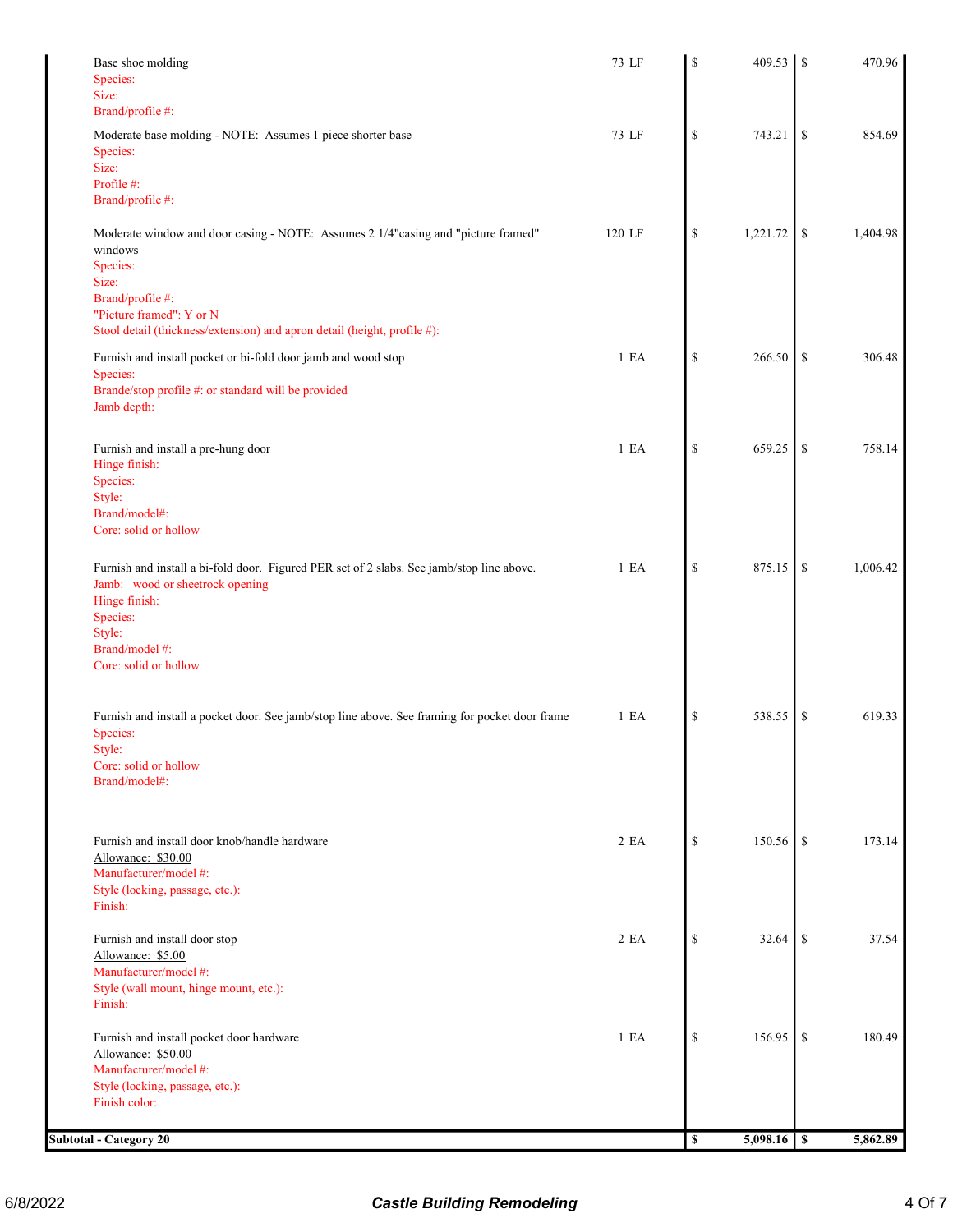| Description | Qty | Cost | Price |
|---|---|---|---|
| Base shoe molding<br>Species:<br>Size:<br>Brand/profile #: | 73 LF | $ 409.53 | $ 470.96 |
| Moderate base molding - NOTE: Assumes 1 piece shorter base<br>Species:<br>Size:<br>Profile #:<br>Brand/profile #: | 73 LF | $ 743.21 | $ 854.69 |
| Moderate window and door casing - NOTE: Assumes 2 1/4"casing and "picture framed" windows<br>Species:<br>Size:<br>Brand/profile #:<br>"Picture framed": Y or N<br>Stool detail (thickness/extension) and apron detail (height, profile #): | 120 LF | $ 1,221.72 | $ 1,404.98 |
| Furnish and install pocket or bi-fold door jamb and wood stop<br>Species:<br>Brande/stop profile #: or standard will be provided<br>Jamb depth: | 1 EA | $ 266.50 | $ 306.48 |
| Furnish and install a pre-hung door<br>Hinge finish:<br>Species:<br>Style:<br>Brand/model#:<br>Core: solid or hollow | 1 EA | $ 659.25 | $ 758.14 |
| Furnish and install a bi-fold door. Figured PER set of 2 slabs. See jamb/stop line above.<br>Jamb: wood or sheetrock opening<br>Hinge finish:<br>Species:<br>Style:<br>Brand/model #:<br>Core: solid or hollow | 1 EA | $ 875.15 | $ 1,006.42 |
| Furnish and install a pocket door. See jamb/stop line above. See framing for pocket door frame<br>Species:<br>Style:<br>Core: solid or hollow<br>Brand/model#: | 1 EA | $ 538.55 | $ 619.33 |
| Furnish and install door knob/handle hardware<br><u>Allowance: $30.00</u><br>Manufacturer/model #:<br>Style (locking, passage, etc.):<br>Finish: | 2 EA | $ 150.56 | $ 173.14 |
| Furnish and install door stop<br><u>Allowance: $5.00</u><br>Manufacturer/model #:<br>Style (wall mount, hinge mount, etc.):<br>Finish: | 2 EA | $ 32.64 | $ 37.54 |
| Furnish and install pocket door hardware<br><u>Allowance: $50.00</u><br>Manufacturer/model #:<br>Style (locking, passage, etc.):<br>Finish color: | 1 EA | $ 156.95 | $ 180.49 |
| **Subtotal - Category 20** | | **$ 5,098.16** | **$ 5,862.89** |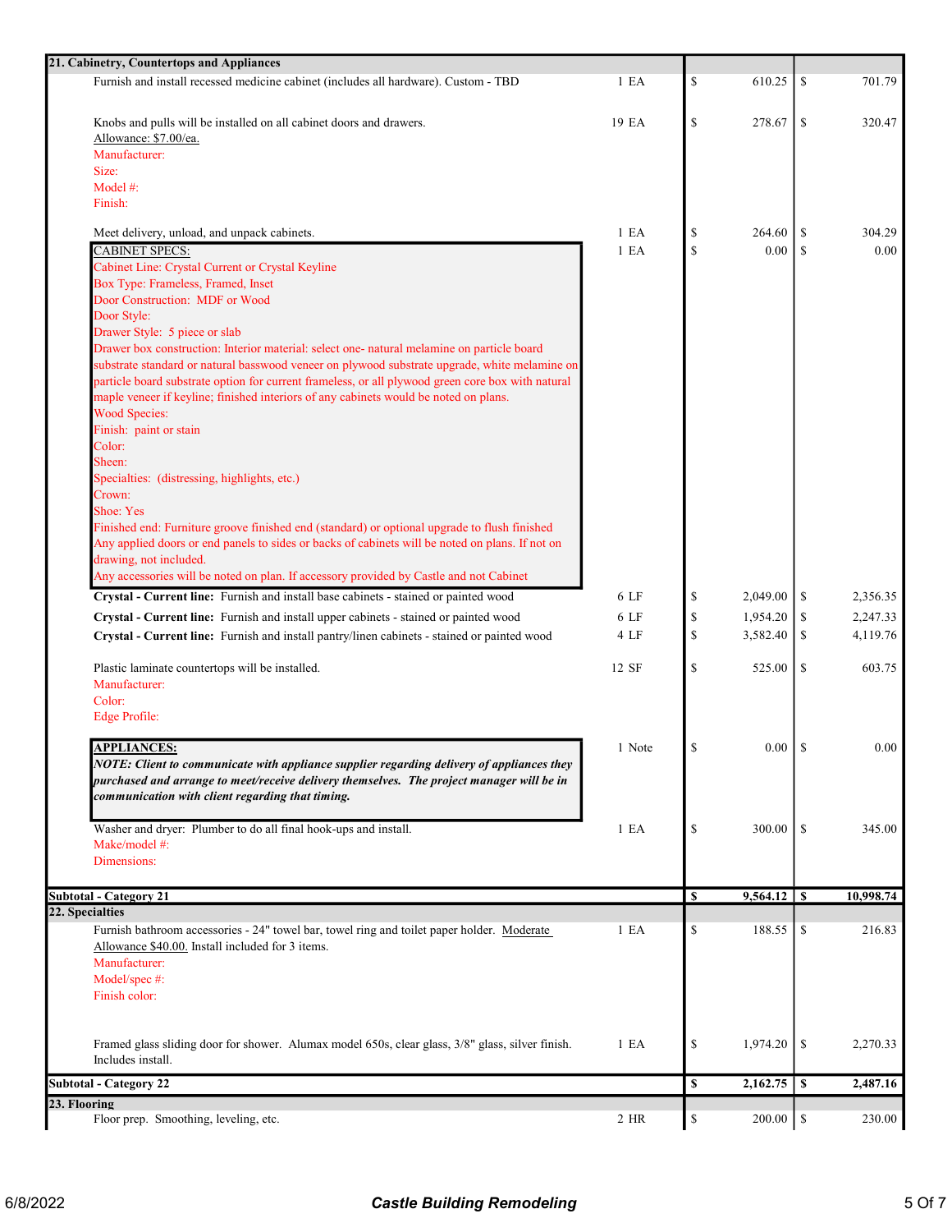| 21. Cabinetry, Countertops and Appliances | | | | | |
|---|---|---|---|---|---|
| Furnish and install recessed medicine cabinet (includes all hardware). Custom - TBD | 1 EA | $ | 610.25 | $ | 701.79 |
| Knobs and pulls will be installed on all cabinet doors and drawers.<br>Allowance: $7.00/ea.<br>Manufacturer:<br>Size:<br>Model #:<br>Finish: | 19 EA | $ | 278.67 | $ | 320.47 |
| Meet delivery, unload, and unpack cabinets. | 1 EA | $ | 264.60 | $ | 304.29 |
| CABINET SPECS:<br>Cabinet Line: Crystal Current or Crystal Keyline<br>Box Type: Frameless, Framed, Inset<br>Door Construction: MDF or Wood<br>Door Style:<br>Drawer Style: 5 piece or slab<br>Drawer box construction: Interior material: select one- natural melamine on particle board substrate standard or natural basswood veneer on plywood substrate upgrade, white melamine on particle board substrate option for current frameless, or all plywood green core box with natural maple veneer if keyline; finished interiors of any cabinets would be noted on plans.<br>Wood Species:<br>Finish: paint or stain<br>Color:<br>Sheen:<br>Specialties: (distressing, highlights, etc.)<br>Crown:<br>Shoe: Yes<br>Finished end: Furniture groove finished end (standard) or optional upgrade to flush finished<br>Any applied doors or end panels to sides or backs of cabinets will be noted on plans. If not on drawing, not included.<br>Any accessories will be noted on plan. If accessory provided by Castle and not Cabinet | 1 EA | $ | 0.00 | $ | 0.00 |
| **Crystal - Current line:** Furnish and install base cabinets - stained or painted wood | 6 LF | $ | 2,049.00 | $ | 2,356.35 |
| **Crystal - Current line:** Furnish and install upper cabinets - stained or painted wood | 6 LF | $ | 1,954.20 | $ | 2,247.33 |
| **Crystal - Current line:** Furnish and install pantry/linen cabinets - stained or painted wood | 4 LF | $ | 3,582.40 | $ | 4,119.76 |
| Plastic laminate countertops will be installed.<br>Manufacturer:<br>Color:<br>Edge Profile: | 12 SF | $ | 525.00 | $ | 603.75 |
| **APPLIANCES:**<br>***NOTE: Client to communicate with appliance supplier regarding delivery of appliances they purchased and arrange to meet/receive delivery themselves. The project manager will be in communication with client regarding that timing.*** | 1 Note | $ | 0.00 | $ | 0.00 |
| Washer and dryer: Plumber to do all final hook-ups and install.<br>Make/model #:<br>Dimensions: | 1 EA | $ | 300.00 | $ | 345.00 |
| **Subtotal - Category 21** | | **$** | **9,564.12** | **$** | **10,998.74** |
| **22. Specialties** | | | | | |
| Furnish bathroom accessories - 24" towel bar, towel ring and toilet paper holder. Moderate Allowance $40.00. Install included for 3 items.<br>Manufacturer:<br>Model/spec #:<br>Finish color: | 1 EA | $ | 188.55 | $ | 216.83 |
| Framed glass sliding door for shower. Alumax model 650s, clear glass, 3/8" glass, silver finish. Includes install. | 1 EA | $ | 1,974.20 | $ | 2,270.33 |
| **Subtotal - Category 22** | | **$** | **2,162.75** | **$** | **2,487.16** |
| **23. Flooring** | | | | | |
| Floor prep. Smoothing, leveling, etc. | 2 HR | $ | 200.00 | $ | 230.00 |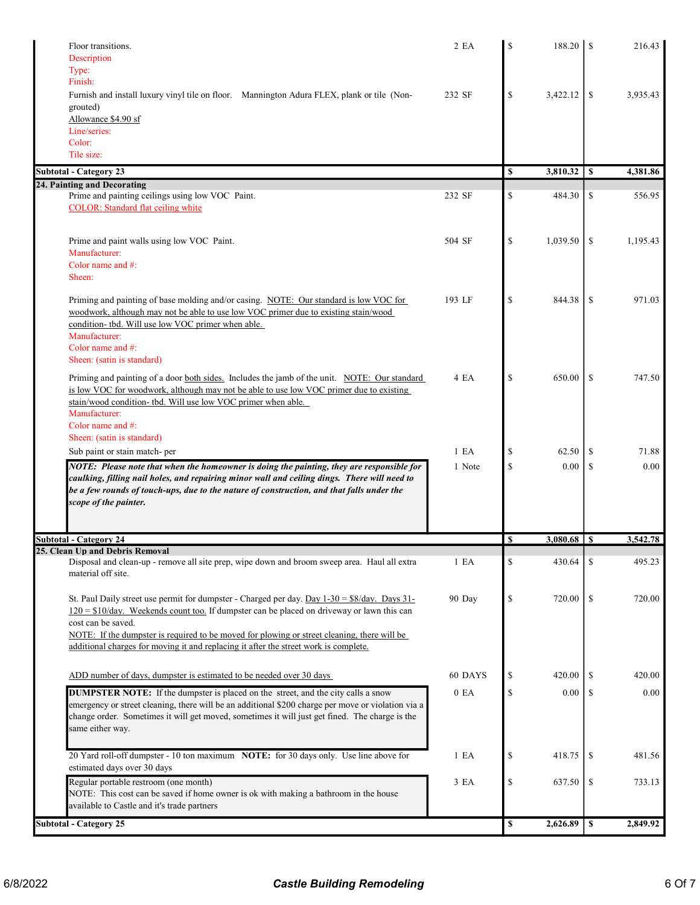| Description | Qty | | Cost | | Price |
|---|---|---|---|---|---|
| Floor transitions.<br>Description<br>Type:<br>Finish: | 2 EA | $ | 188.20 | $ | 216.43 |
| Furnish and install luxury vinyl tile on floor. Mannington Adura FLEX, plank or tile (Non-grouted)<br>Allowance $4.90 sf<br>Line/series:<br>Color:<br>Tile size: | 232 SF | $ | 3,422.12 | $ | 3,935.43 |
| **Subtotal - Category 23** | | **$** | **3,810.32** | **$** | **4,381.86** |
| **24. Painting and Decorating** | | | | | |
| Prime and painting ceilings using low VOC Paint.<br>COLOR: Standard flat ceiling white | 232 SF | $ | 484.30 | $ | 556.95 |
| Prime and paint walls using low VOC Paint.<br>Manufacturer:<br>Color name and #:<br>Sheen: | 504 SF | $ | 1,039.50 | $ | 1,195.43 |
| Priming and painting of base molding and/or casing. NOTE: Our standard is low VOC for woodwork, although may not be able to use low VOC primer due to existing stain/wood condition- tbd. Will use low VOC primer when able.<br>Manufacturer:<br>Color name and #:<br>Sheen: (satin is standard) | 193 LF | $ | 844.38 | $ | 971.03 |
| Priming and painting of a door both sides. Includes the jamb of the unit. NOTE: Our standard is low VOC for woodwork, although may not be able to use low VOC primer due to existing stain/wood condition- tbd. Will use low VOC primer when able.<br>Manufacturer:<br>Color name and #:<br>Sheen: (satin is standard) | 4 EA | $ | 650.00 | $ | 747.50 |
| Sub paint or stain match- per | 1 EA | $ | 62.50 | $ | 71.88 |
| ***NOTE: Please note that when the homeowner is doing the painting, they are responsible for caulking, filling nail holes, and repairing minor wall and ceiling dings. There will need to be a few rounds of touch-ups, due to the nature of construction, and that falls under the scope of the painter.*** | 1 Note | $ | 0.00 | $ | 0.00 |
| **Subtotal - Category 24** | | **$** | **3,080.68** | **$** | **3,542.78** |
| **25. Clean Up and Debris Removal** | | | | | |
| Disposal and clean-up - remove all site prep, wipe down and broom sweep area. Haul all extra material off site. | 1 EA | $ | 430.64 | $ | 495.23 |
| St. Paul Daily street use permit for dumpster - Charged per day. Day 1-30 = $8/day. Days 31-120 = $10/day. Weekends count too. If dumpster can be placed on driveway or lawn this can cost can be saved.<br>NOTE: If the dumpster is required to be moved for plowing or street cleaning, there will be additional charges for moving it and replacing it after the street work is complete. | 90 Day | $ | 720.00 | $ | 720.00 |
| ADD number of days, dumpster is estimated to be needed over 30 days | 60 DAYS | $ | 420.00 | $ | 420.00 |
| **DUMPSTER NOTE:** If the dumpster is placed on the street, and the city calls a snow emergency or street cleaning, there will be an additional $200 charge per move or violation via a change order. Sometimes it will get moved, sometimes it will just get fined. The charge is the same either way. | 0 EA | $ | 0.00 | $ | 0.00 |
| 20 Yard roll-off dumpster - 10 ton maximum **NOTE:** for 30 days only. Use line above for estimated days over 30 days | 1 EA | $ | 418.75 | $ | 481.56 |
| Regular portable restroom (one month)<br>NOTE: This cost can be saved if home owner is ok with making a bathroom in the house available to Castle and it's trade partners | 3 EA | $ | 637.50 | $ | 733.13 |
| **Subtotal - Category 25** | | **$** | **2,626.89** | **$** | **2,849.92** |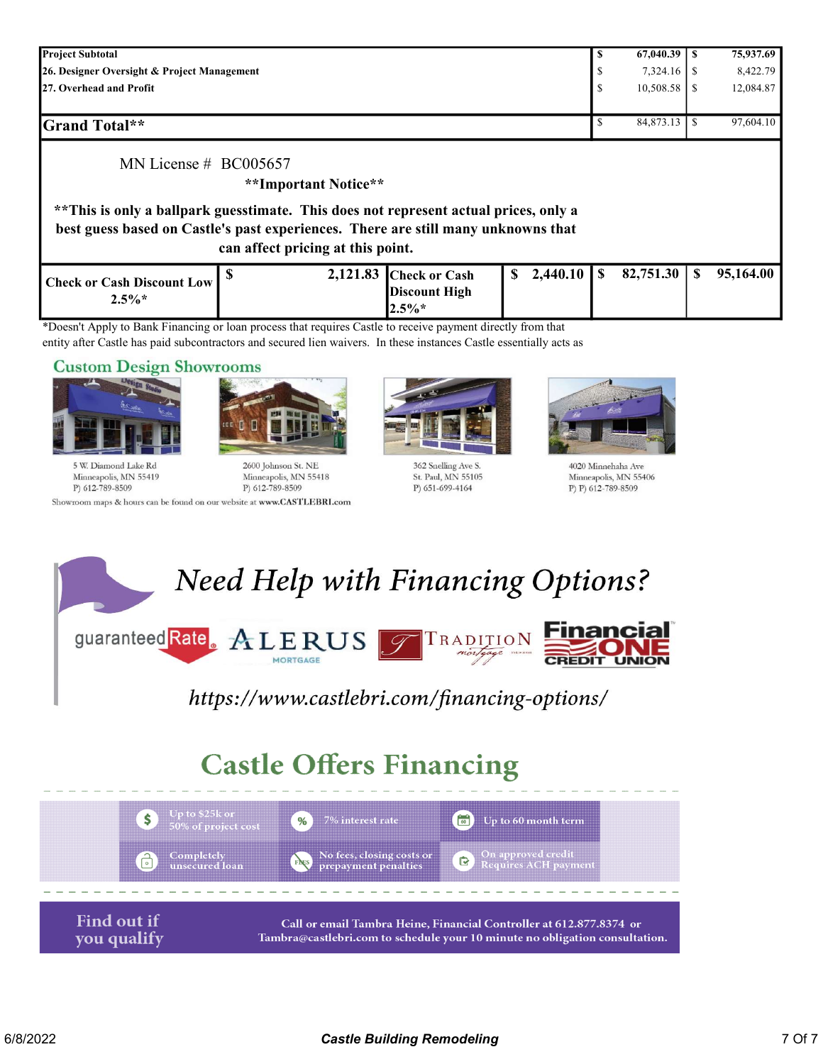| | | | | |
|---|---|---|---|---|
| **Project Subtotal** | **$** | **67,040.39** | **$** | **75,937.69** |
| **26. Designer Oversight & Project Management** | $ | 7,324.16 | $ | 8,422.79 |
| **27. Overhead and Profit** | $ | 10,508.58 | $ | 12,084.87 |
| **Grand Total**\*\* | $ | 84,873.13 | $ | 97,604.10 |

MN License # BC005657

**\*\*Important Notice\*\***

**\*\*This is only a ballpark guesstimate. This does not represent actual prices, only a best guess based on Castle's past experiences. There are still many unknowns that can affect pricing at this point.**

| | | | | | |
|---|---|---|---|---|---|
| **Check or Cash Discount Low 2.5%\*** | **$ 2,121.83** | **Check or Cash Discount High 2.5%\*** | **$ 2,440.10** | **$ 82,751.30** | **$ 95,164.00** |

\*Doesn't Apply to Bank Financing or loan process that requires Castle to receive payment directly from that entity after Castle has paid subcontractors and secured lien waivers. In these instances Castle essentially acts as

## Custom Design Showrooms

5 W. Diamond Lake Rd
Minneapolis, MN 55419
P) 612-789-8509

2600 Johnson St. NE
Minneapolis, MN 55418
P) 612-789-8509

362 Snelling Ave S.
St. Paul, MN 55105
P) 651-699-4164

4020 Minnehaha Ave
Minneapolis, MN 55406
P) P) 612-789-8509

Showroom maps & hours can be found on our website at **www.CASTLEBRI.com**

## *Need Help with Financing Options?*

guaranteedRate · ALERUS MORTGAGE · TRADITION mortgage · Financial ONE CREDIT UNION

*https://www.castlebri.com/financing-options/*

## Castle Offers Financing

- Up to $25k or 50% of project cost
- 7% interest rate
- Up to 60 month term
- Completely unsecured loan
- No fees, closing costs or prepayment penalties
- On approved credit Requires ACH payment

**Find out if you qualify**

Call or email Tambra Heine, Financial Controller at 612.877.8374 or Tambra@castlebri.com to schedule your 10 minute no obligation consultation.